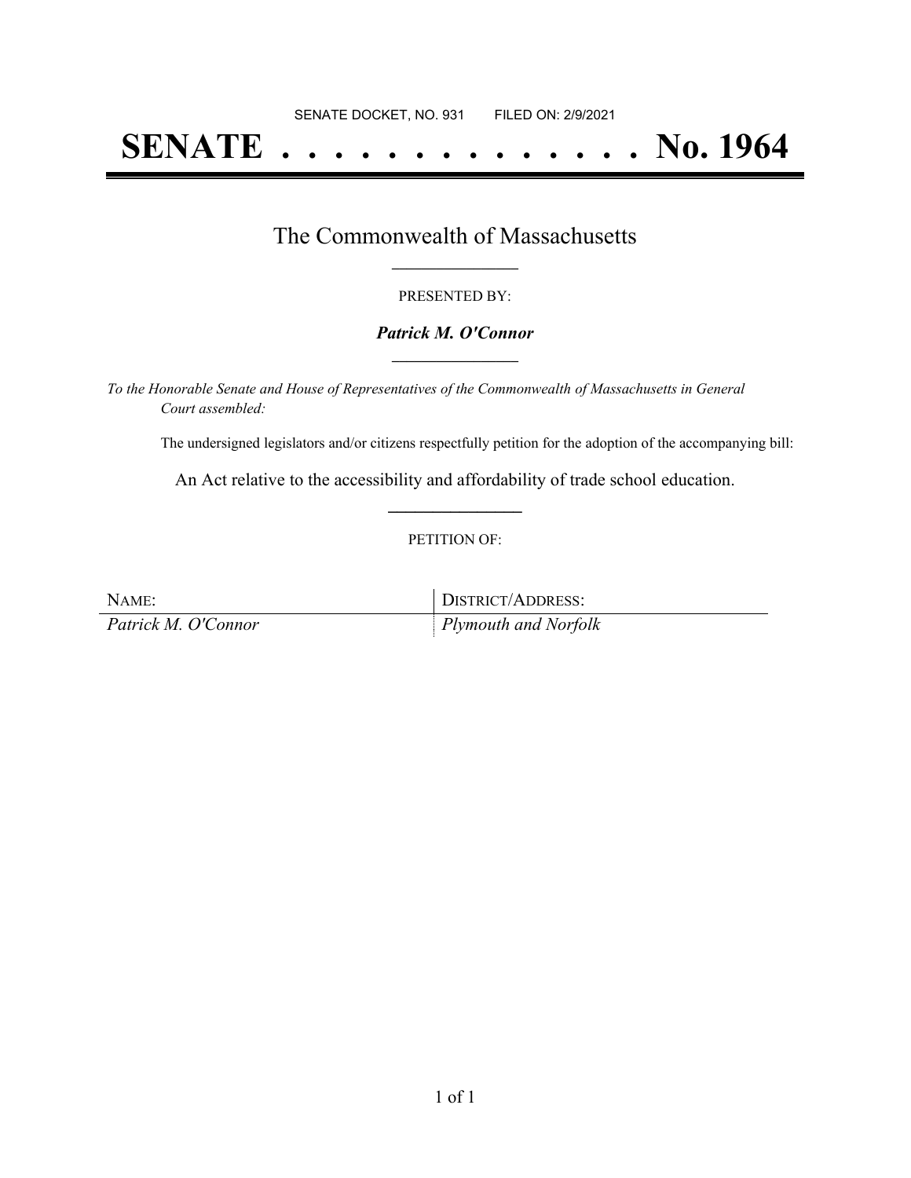SENATE DOCKET, NO. 931        FILED ON: 2/9/2021

# SENATE . . . . . . . . . . . . . . No. 1964

## The Commonwealth of Massachusetts

PRESENTED BY:

***Patrick M. O'Connor***

*To the Honorable Senate and House of Representatives of the Commonwealth of Massachusetts in General Court assembled:*

The undersigned legislators and/or citizens respectfully petition for the adoption of the accompanying bill:

An Act relative to the accessibility and affordability of trade school education.

PETITION OF:

| NAME: | DISTRICT/ADDRESS: |
| --- | --- |
| *Patrick M. O'Connor* | *Plymouth and Norfolk* |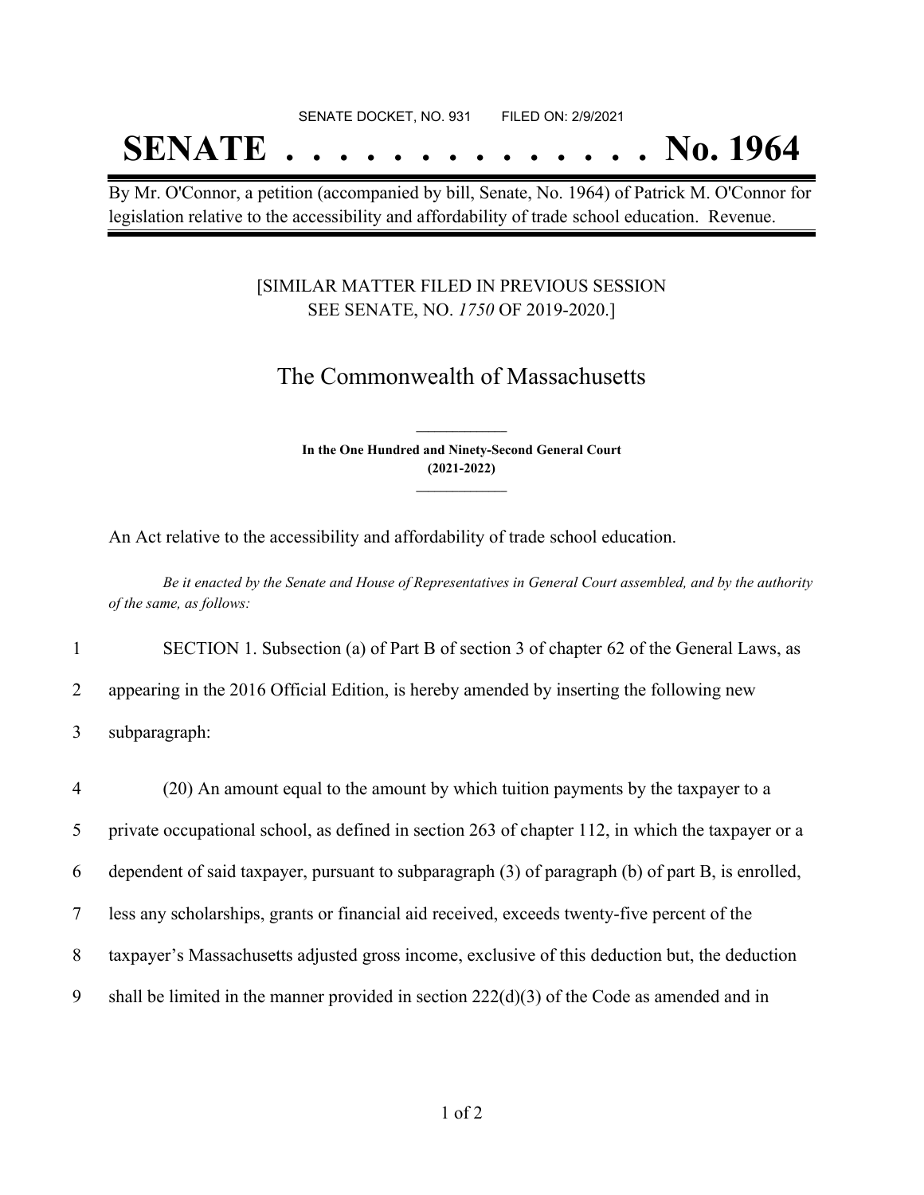SENATE DOCKET, NO. 931 FILED ON: 2/9/2021

# SENATE . . . . . . . . . . . . . . No. 1964

By Mr. O'Connor, a petition (accompanied by bill, Senate, No. 1964) of Patrick M. O'Connor for legislation relative to the accessibility and affordability of trade school education. Revenue.

[SIMILAR MATTER FILED IN PREVIOUS SESSION SEE SENATE, NO. *1750* OF 2019-2020.]

## The Commonwealth of Massachusetts

**In the One Hundred and Ninety-Second General Court (2021-2022)**

An Act relative to the accessibility and affordability of trade school education.

*Be it enacted by the Senate and House of Representatives in General Court assembled, and by the authority of the same, as follows:*

1 SECTION 1. Subsection (a) of Part B of section 3 of chapter 62 of the General Laws, as
2 appearing in the 2016 Official Edition, is hereby amended by inserting the following new
3 subparagraph:

4 (20) An amount equal to the amount by which tuition payments by the taxpayer to a
5 private occupational school, as defined in section 263 of chapter 112, in which the taxpayer or a
6 dependent of said taxpayer, pursuant to subparagraph (3) of paragraph (b) of part B, is enrolled,
7 less any scholarships, grants or financial aid received, exceeds twenty-five percent of the
8 taxpayer's Massachusetts adjusted gross income, exclusive of this deduction but, the deduction
9 shall be limited in the manner provided in section 222(d)(3) of the Code as amended and in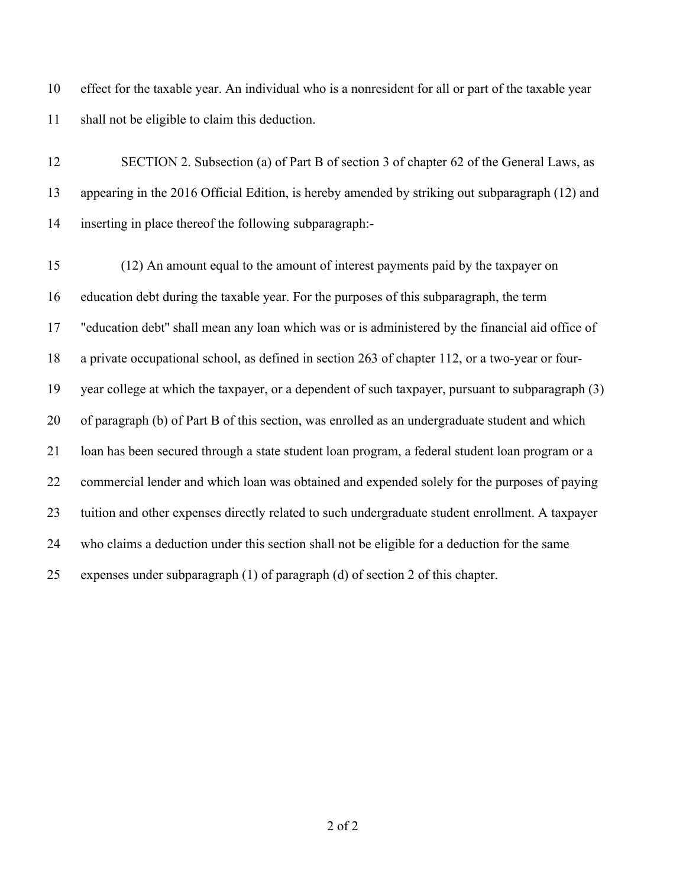effect for the taxable year. An individual who is a nonresident for all or part of the taxable year shall not be eligible to claim this deduction.

SECTION 2. Subsection (a) of Part B of section 3 of chapter 62 of the General Laws, as appearing in the 2016 Official Edition, is hereby amended by striking out subparagraph (12) and inserting in place thereof the following subparagraph:-

(12) An amount equal to the amount of interest payments paid by the taxpayer on education debt during the taxable year. For the purposes of this subparagraph, the term "education debt" shall mean any loan which was or is administered by the financial aid office of a private occupational school, as defined in section 263 of chapter 112, or a two-year or four-year college at which the taxpayer, or a dependent of such taxpayer, pursuant to subparagraph (3) of paragraph (b) of Part B of this section, was enrolled as an undergraduate student and which loan has been secured through a state student loan program, a federal student loan program or a commercial lender and which loan was obtained and expended solely for the purposes of paying tuition and other expenses directly related to such undergraduate student enrollment. A taxpayer who claims a deduction under this section shall not be eligible for a deduction for the same expenses under subparagraph (1) of paragraph (d) of section 2 of this chapter.